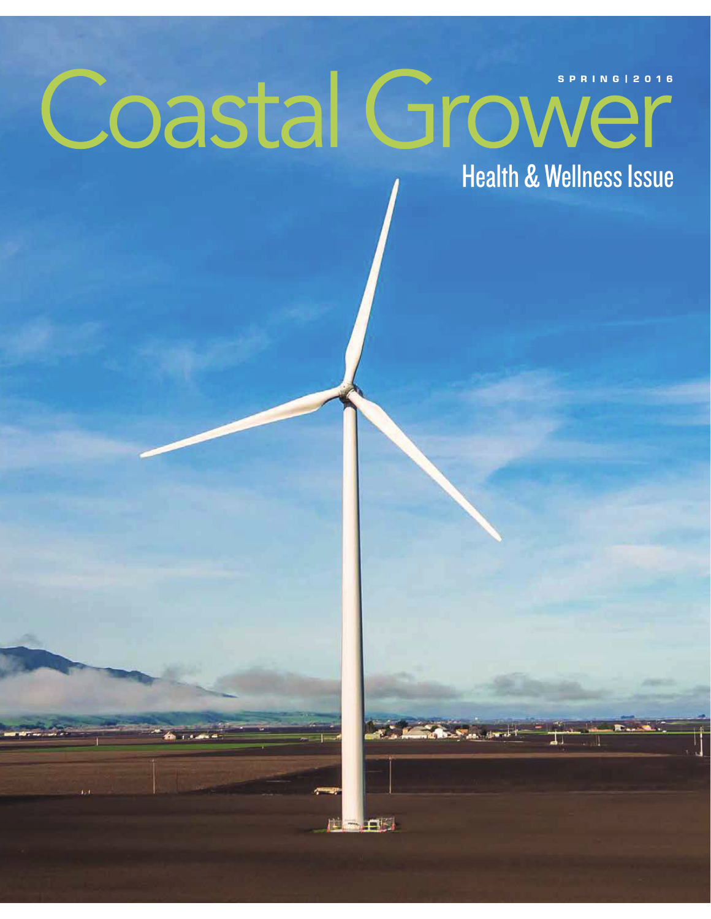# Coastal Grower

SPRING | 2016

## Health & Wellness Issue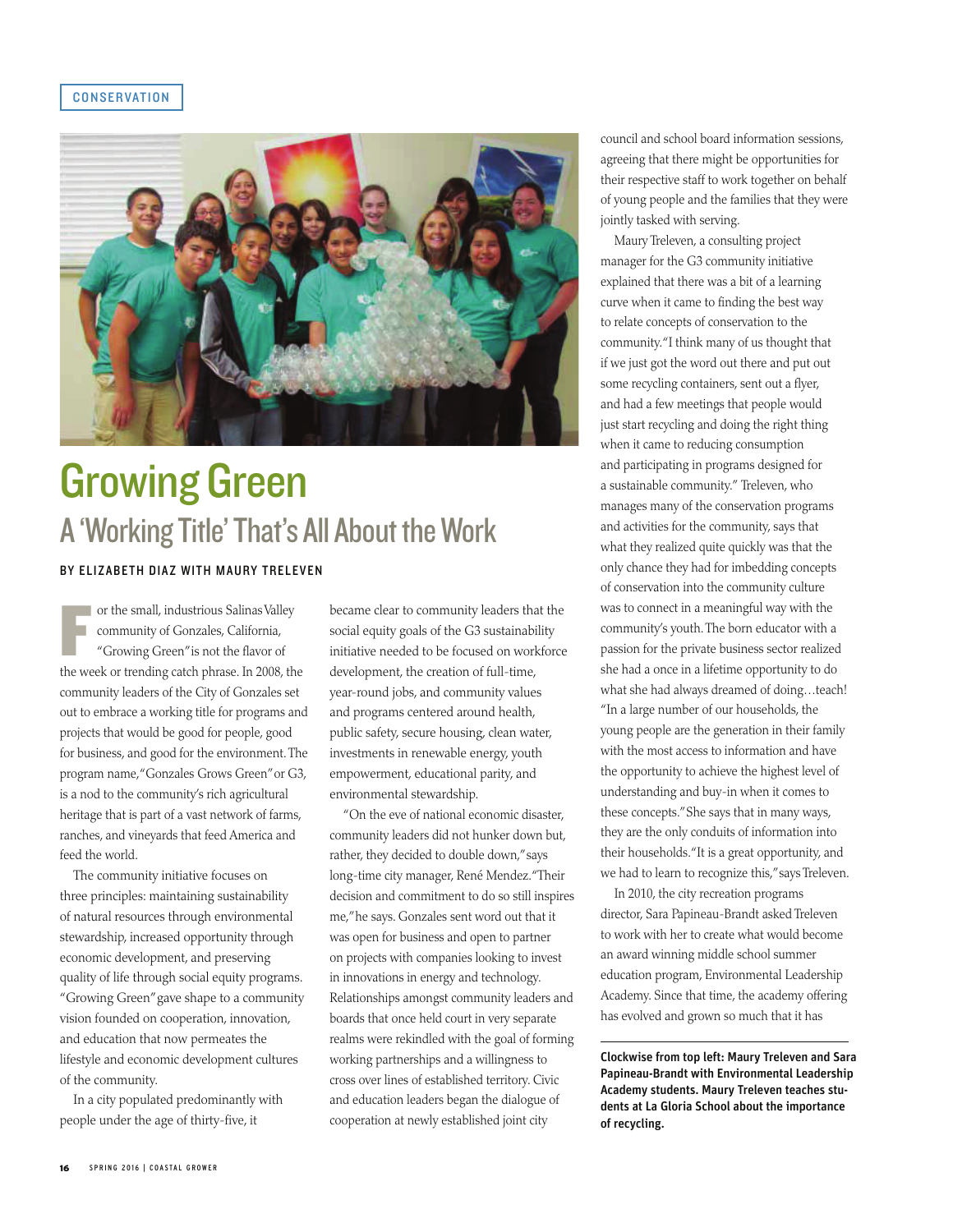CONSERVATION

# Growing Green

## A 'Working Title' That's All About the Work

**BY ELIZABETH DIAZ WITH MAURY TRELEVEN**

For the small, industrious Salinas Valley community of Gonzales, California, "Growing Green" is not the flavor of the week or trending catch phrase. In 2008, the community leaders of the City of Gonzales set out to embrace a working title for programs and projects that would be good for people, good for business, and good for the environment. The program name, "Gonzales Grows Green" or G3, is a nod to the community's rich agricultural heritage that is part of a vast network of farms, ranches, and vineyards that feed America and feed the world.

The community initiative focuses on three principles: maintaining sustainability of natural resources through environmental stewardship, increased opportunity through economic development, and preserving quality of life through social equity programs. "Growing Green" gave shape to a community vision founded on cooperation, innovation, and education that now permeates the lifestyle and economic development cultures of the community.

In a city populated predominantly with people under the age of thirty-five, it became clear to community leaders that the social equity goals of the G3 sustainability initiative needed to be focused on workforce development, the creation of full-time, year-round jobs, and community values and programs centered around health, public safety, secure housing, clean water, investments in renewable energy, youth empowerment, educational parity, and environmental stewardship.

"On the eve of national economic disaster, community leaders did not hunker down but, rather, they decided to double down," says long-time city manager, René Mendez. "Their decision and commitment to do so still inspires me," he says. Gonzales sent word out that it was open for business and open to partner on projects with companies looking to invest in innovations in energy and technology. Relationships amongst community leaders and boards that once held court in very separate realms were rekindled with the goal of forming working partnerships and a willingness to cross over lines of established territory. Civic and education leaders began the dialogue of cooperation at newly established joint city council and school board information sessions, agreeing that there might be opportunities for their respective staff to work together on behalf of young people and the families that they were jointly tasked with serving.

Maury Treleven, a consulting project manager for the G3 community initiative explained that there was a bit of a learning curve when it came to finding the best way to relate concepts of conservation to the community. "I think many of us thought that if we just got the word out there and put out some recycling containers, sent out a flyer, and had a few meetings that people would just start recycling and doing the right thing when it came to reducing consumption and participating in programs designed for a sustainable community." Treleven, who manages many of the conservation programs and activities for the community, says that what they realized quite quickly was that the only chance they had for imbedding concepts of conservation into the community culture was to connect in a meaningful way with the community's youth. The born educator with a passion for the private business sector realized she had a once in a lifetime opportunity to do what she had always dreamed of doing…teach! "In a large number of our households, the young people are the generation in their family with the most access to information and have the opportunity to achieve the highest level of understanding and buy-in when it comes to these concepts." She says that in many ways, they are the only conduits of information into their households. "It is a great opportunity, and we had to learn to recognize this," says Treleven.

In 2010, the city recreation programs director, Sara Papineau-Brandt asked Treleven to work with her to create what would become an award winning middle school summer education program, Environmental Leadership Academy. Since that time, the academy offering has evolved and grown so much that it has

**Clockwise from top left: Maury Treleven and Sara Papineau-Brandt with Environmental Leadership Academy students. Maury Treleven teaches students at La Gloria School about the importance of recycling.**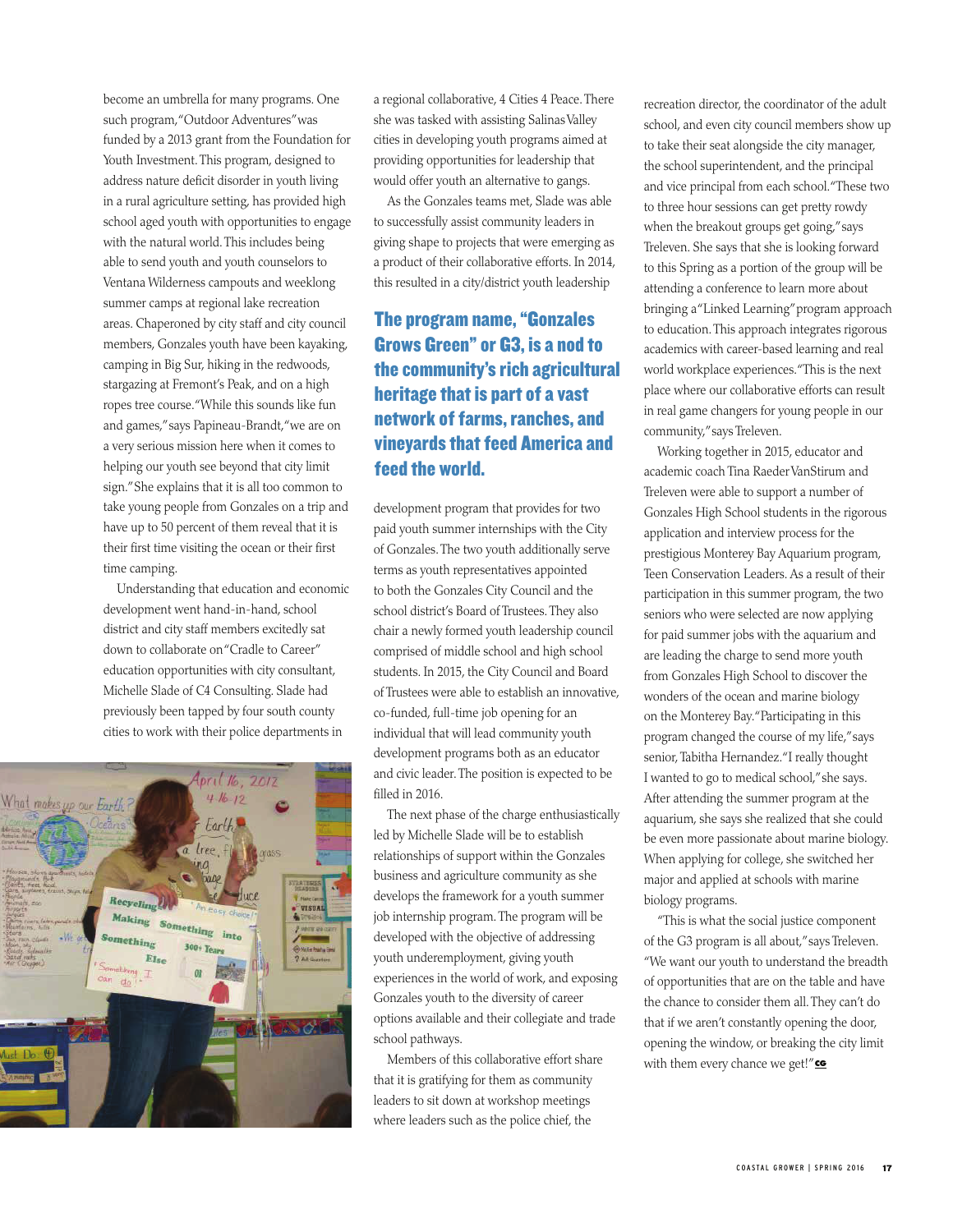become an umbrella for many programs. One such program, "Outdoor Adventures" was funded by a 2013 grant from the Foundation for Youth Investment. This program, designed to address nature deficit disorder in youth living in a rural agriculture setting, has provided high school aged youth with opportunities to engage with the natural world. This includes being able to send youth and youth counselors to Ventana Wilderness campouts and weeklong summer camps at regional lake recreation areas. Chaperoned by city staff and city council members, Gonzales youth have been kayaking, camping in Big Sur, hiking in the redwoods, stargazing at Fremont's Peak, and on a high ropes tree course. "While this sounds like fun and games," says Papineau-Brandt, "we are on a very serious mission here when it comes to helping our youth see beyond that city limit sign." She explains that it is all too common to take young people from Gonzales on a trip and have up to 50 percent of them reveal that it is their first time visiting the ocean or their first time camping.

Understanding that education and economic development went hand-in-hand, school district and city staff members excitedly sat down to collaborate on "Cradle to Career" education opportunities with city consultant, Michelle Slade of C4 Consulting. Slade had previously been tapped by four south county cities to work with their police departments in a regional collaborative, 4 Cities 4 Peace. There she was tasked with assisting Salinas Valley cities in developing youth programs aimed at providing opportunities for leadership that would offer youth an alternative to gangs.

As the Gonzales teams met, Slade was able to successfully assist community leaders in giving shape to projects that were emerging as a product of their collaborative efforts. In 2014, this resulted in a city/district youth leadership development program that provides for two paid youth summer internships with the City of Gonzales. The two youth additionally serve terms as youth representatives appointed to both the Gonzales City Council and the school district's Board of Trustees. They also chair a newly formed youth leadership council comprised of middle school and high school students. In 2015, the City Council and Board of Trustees were able to establish an innovative, co-funded, full-time job opening for an individual that will lead community youth development programs both as an educator and civic leader. The position is expected to be filled in 2016.

## The program name, "Gonzales Grows Green" or G3, is a nod to the community's rich agricultural heritage that is part of a vast network of farms, ranches, and vineyards that feed America and feed the world.

The next phase of the charge enthusiastically led by Michelle Slade will be to establish relationships of support within the Gonzales business and agriculture community as she develops the framework for a youth summer job internship program. The program will be developed with the objective of addressing youth underemployment, giving youth experiences in the world of work, and exposing Gonzales youth to the diversity of career options available and their collegiate and trade school pathways.

Members of this collaborative effort share that it is gratifying for them as community leaders to sit down at workshop meetings where leaders such as the police chief, the recreation director, the coordinator of the adult school, and even city council members show up to take their seat alongside the city manager, the school superintendent, and the principal and vice principal from each school. "These two to three hour sessions can get pretty rowdy when the breakout groups get going," says Treleven. She says that she is looking forward to this Spring as a portion of the group will be attending a conference to learn more about bringing a "Linked Learning" program approach to education. This approach integrates rigorous academics with career-based learning and real world workplace experiences. "This is the next place where our collaborative efforts can result in real game changers for young people in our community," says Treleven.

Working together in 2015, educator and academic coach Tina Raeder VanStirum and Treleven were able to support a number of Gonzales High School students in the rigorous application and interview process for the prestigious Monterey Bay Aquarium program, Teen Conservation Leaders. As a result of their participation in this summer program, the two seniors who were selected are now applying for paid summer jobs with the aquarium and are leading the charge to send more youth from Gonzales High School to discover the wonders of the ocean and marine biology on the Monterey Bay. "Participating in this program changed the course of my life," says senior, Tabitha Hernandez. "I really thought I wanted to go to medical school," she says. After attending the summer program at the aquarium, she says she realized that she could be even more passionate about marine biology. When applying for college, she switched her major and applied at schools with marine biology programs.

"This is what the social justice component of the G3 program is all about," says Treleven. "We want our youth to understand the breadth of opportunities that are on the table and have the chance to consider them all. They can't do that if we aren't constantly opening the door, opening the window, or breaking the city limit with them every chance we get!" CG